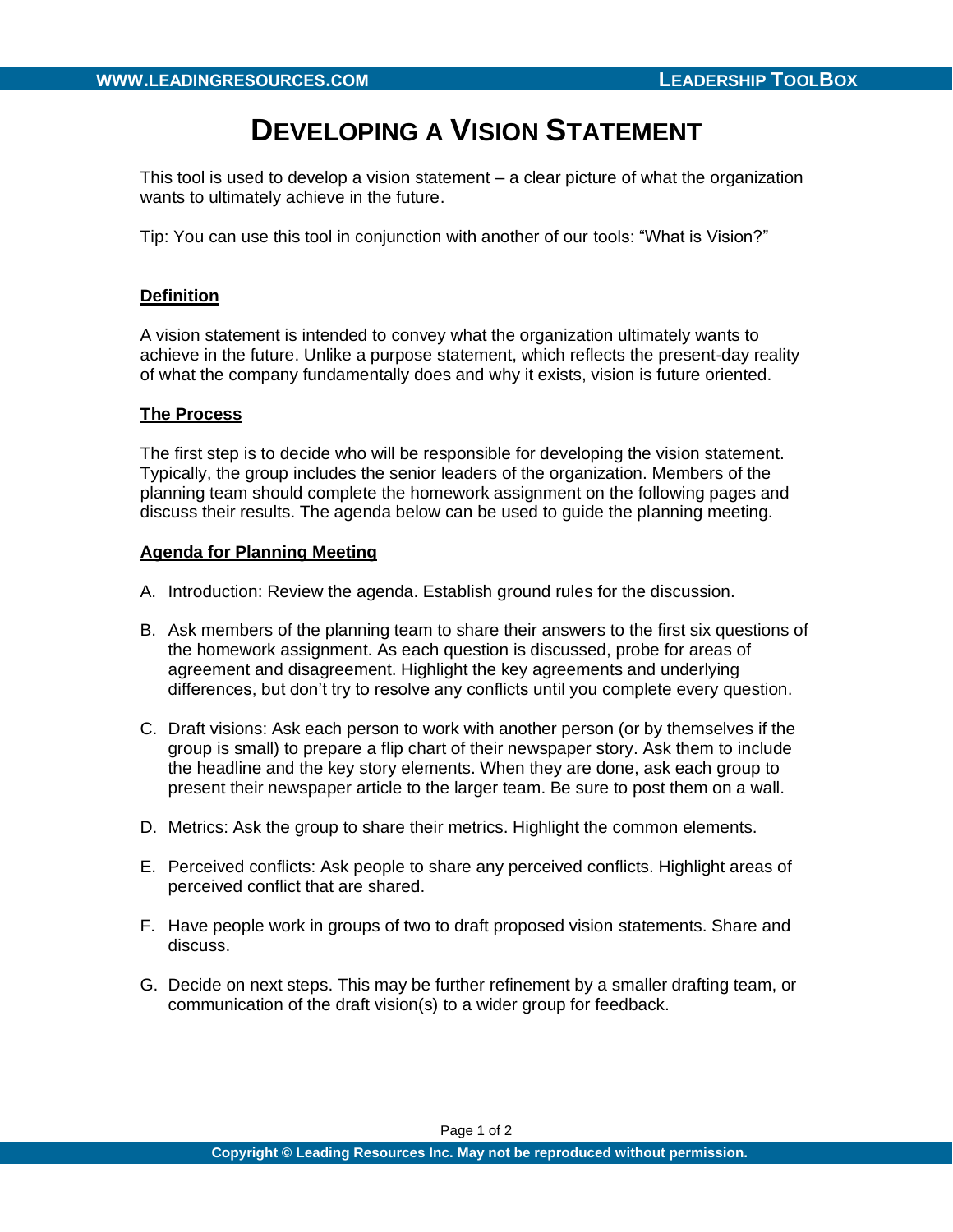# DEVELOPING A VISION STATEMENT

This tool is used to develop a vision statement – a clear picture of what the organization wants to ultimately achieve in the future.

Tip: You can use this tool in conjunction with another of our tools: "What is Vision?"

## Definition

A vision statement is intended to convey what the organization ultimately wants to achieve in the future. Unlike a purpose statement, which reflects the present-day reality of what the company fundamentally does and why it exists, vision is future oriented.

## The Process

The first step is to decide who will be responsible for developing the vision statement. Typically, the group includes the senior leaders of the organization. Members of the planning team should complete the homework assignment on the following pages and discuss their results. The agenda below can be used to guide the planning meeting.

## Agenda for Planning Meeting

A. Introduction: Review the agenda. Establish ground rules for the discussion.

B. Ask members of the planning team to share their answers to the first six questions of the homework assignment. As each question is discussed, probe for areas of agreement and disagreement. Highlight the key agreements and underlying differences, but don't try to resolve any conflicts until you complete every question.

C. Draft visions: Ask each person to work with another person (or by themselves if the group is small) to prepare a flip chart of their newspaper story. Ask them to include the headline and the key story elements. When they are done, ask each group to present their newspaper article to the larger team. Be sure to post them on a wall.

D. Metrics: Ask the group to share their metrics. Highlight the common elements.

E. Perceived conflicts: Ask people to share any perceived conflicts. Highlight areas of perceived conflict that are shared.

F. Have people work in groups of two to draft proposed vision statements. Share and discuss.

G. Decide on next steps. This may be further refinement by a smaller drafting team, or communication of the draft vision(s) to a wider group for feedback.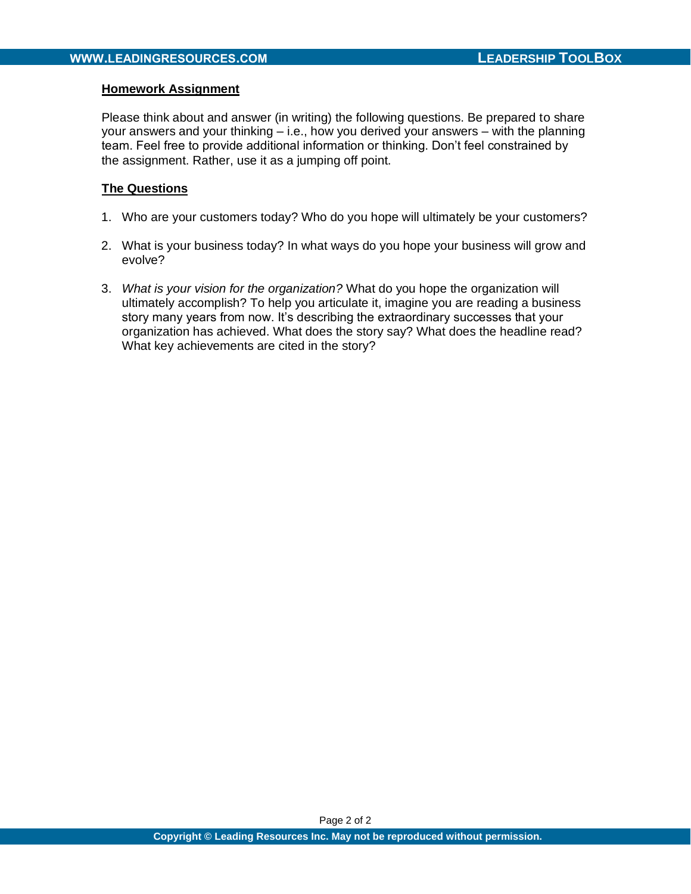**Homework Assignment**

Please think about and answer (in writing) the following questions. Be prepared to share your answers and your thinking – i.e., how you derived your answers – with the planning team. Feel free to provide additional information or thinking. Don't feel constrained by the assignment. Rather, use it as a jumping off point.

**The Questions**

1. Who are your customers today? Who do you hope will ultimately be your customers?

2. What is your business today? In what ways do you hope your business will grow and evolve?

3. *What is your vision for the organization?* What do you hope the organization will ultimately accomplish? To help you articulate it, imagine you are reading a business story many years from now. It's describing the extraordinary successes that your organization has achieved. What does the story say? What does the headline read? What key achievements are cited in the story?